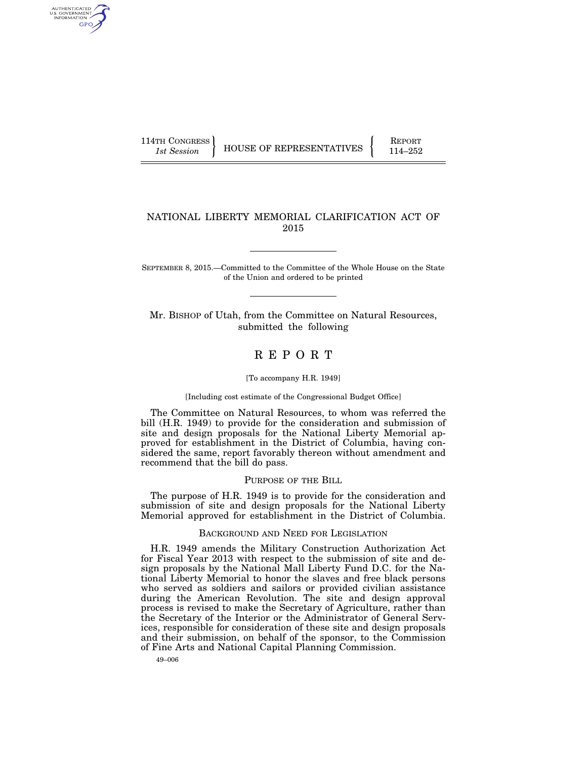114TH CONGRESS
*1st Session*

HOUSE OF REPRESENTATIVES

REPORT
114–252

# NATIONAL LIBERTY MEMORIAL CLARIFICATION ACT OF 2015

SEPTEMBER 8, 2015.—Committed to the Committee of the Whole House on the State of the Union and ordered to be printed

Mr. BISHOP of Utah, from the Committee on Natural Resources, submitted the following

# R E P O R T

[To accompany H.R. 1949]

[Including cost estimate of the Congressional Budget Office]

The Committee on Natural Resources, to whom was referred the bill (H.R. 1949) to provide for the consideration and submission of site and design proposals for the National Liberty Memorial approved for establishment in the District of Columbia, having considered the same, report favorably thereon without amendment and recommend that the bill do pass.

## PURPOSE OF THE BILL

The purpose of H.R. 1949 is to provide for the consideration and submission of site and design proposals for the National Liberty Memorial approved for establishment in the District of Columbia.

## BACKGROUND AND NEED FOR LEGISLATION

H.R. 1949 amends the Military Construction Authorization Act for Fiscal Year 2013 with respect to the submission of site and design proposals by the National Mall Liberty Fund D.C. for the National Liberty Memorial to honor the slaves and free black persons who served as soldiers and sailors or provided civilian assistance during the American Revolution. The site and design approval process is revised to make the Secretary of Agriculture, rather than the Secretary of the Interior or the Administrator of General Services, responsible for consideration of these site and design proposals and their submission, on behalf of the sponsor, to the Commission of Fine Arts and National Capital Planning Commission.

49–006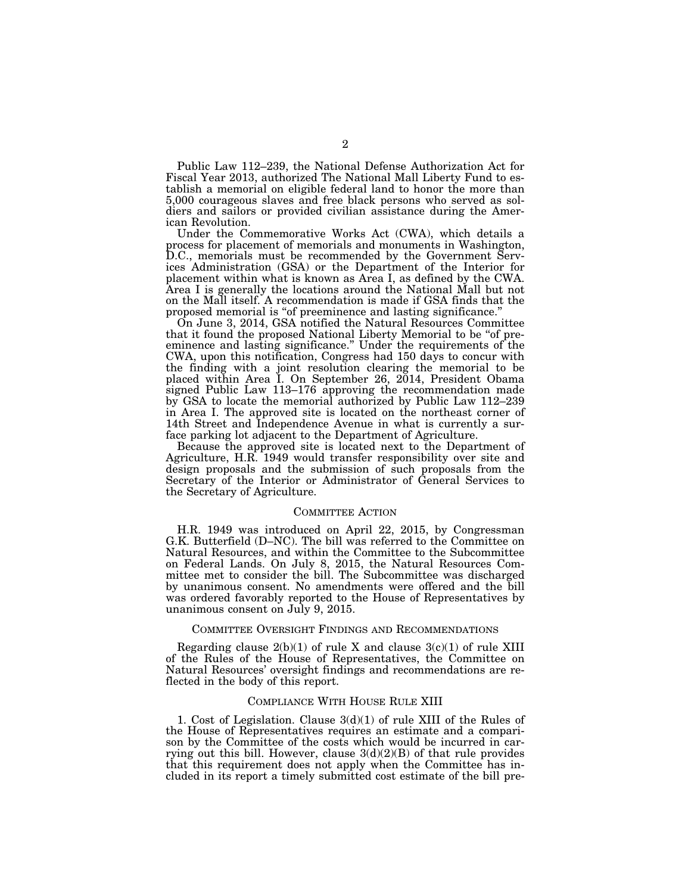Public Law 112–239, the National Defense Authorization Act for Fiscal Year 2013, authorized The National Mall Liberty Fund to establish a memorial on eligible federal land to honor the more than 5,000 courageous slaves and free black persons who served as soldiers and sailors or provided civilian assistance during the American Revolution.

Under the Commemorative Works Act (CWA), which details a process for placement of memorials and monuments in Washington, D.C., memorials must be recommended by the Government Services Administration (GSA) or the Department of the Interior for placement within what is known as Area I, as defined by the CWA. Area I is generally the locations around the National Mall but not on the Mall itself. A recommendation is made if GSA finds that the proposed memorial is "of preeminence and lasting significance."

On June 3, 2014, GSA notified the Natural Resources Committee that it found the proposed National Liberty Memorial to be "of preeminence and lasting significance." Under the requirements of the CWA, upon this notification, Congress had 150 days to concur with the finding with a joint resolution clearing the memorial to be placed within Area I. On September 26, 2014, President Obama signed Public Law 113–176 approving the recommendation made by GSA to locate the memorial authorized by Public Law 112–239 in Area I. The approved site is located on the northeast corner of 14th Street and Independence Avenue in what is currently a surface parking lot adjacent to the Department of Agriculture.

Because the approved site is located next to the Department of Agriculture, H.R. 1949 would transfer responsibility over site and design proposals and the submission of such proposals from the Secretary of the Interior or Administrator of General Services to the Secretary of Agriculture.

## COMMITTEE ACTION

H.R. 1949 was introduced on April 22, 2015, by Congressman G.K. Butterfield (D–NC). The bill was referred to the Committee on Natural Resources, and within the Committee to the Subcommittee on Federal Lands. On July 8, 2015, the Natural Resources Committee met to consider the bill. The Subcommittee was discharged by unanimous consent. No amendments were offered and the bill was ordered favorably reported to the House of Representatives by unanimous consent on July 9, 2015.

## COMMITTEE OVERSIGHT FINDINGS AND RECOMMENDATIONS

Regarding clause 2(b)(1) of rule X and clause 3(c)(1) of rule XIII of the Rules of the House of Representatives, the Committee on Natural Resources' oversight findings and recommendations are reflected in the body of this report.

## COMPLIANCE WITH HOUSE RULE XIII

1. Cost of Legislation. Clause 3(d)(1) of rule XIII of the Rules of the House of Representatives requires an estimate and a comparison by the Committee of the costs which would be incurred in carrying out this bill. However, clause 3(d)(2)(B) of that rule provides that this requirement does not apply when the Committee has included in its report a timely submitted cost estimate of the bill pre-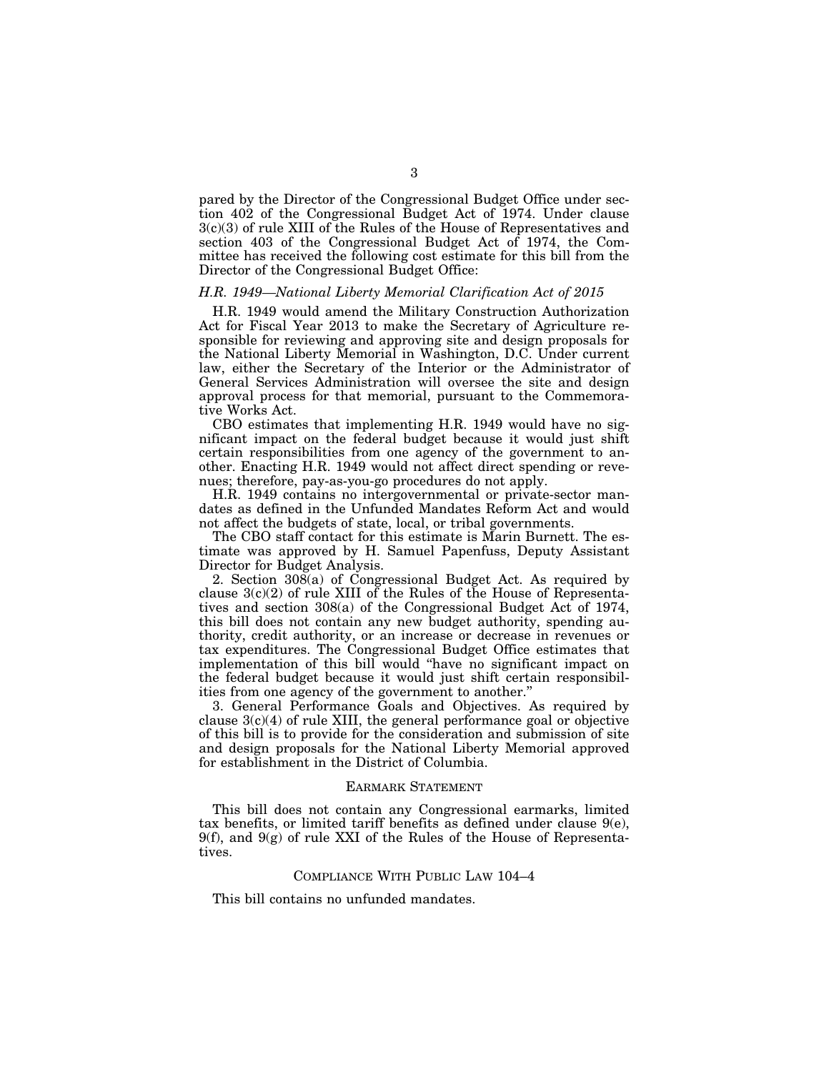pared by the Director of the Congressional Budget Office under section 402 of the Congressional Budget Act of 1974. Under clause 3(c)(3) of rule XIII of the Rules of the House of Representatives and section 403 of the Congressional Budget Act of 1974, the Committee has received the following cost estimate for this bill from the Director of the Congressional Budget Office:

*H.R. 1949—National Liberty Memorial Clarification Act of 2015*

H.R. 1949 would amend the Military Construction Authorization Act for Fiscal Year 2013 to make the Secretary of Agriculture responsible for reviewing and approving site and design proposals for the National Liberty Memorial in Washington, D.C. Under current law, either the Secretary of the Interior or the Administrator of General Services Administration will oversee the site and design approval process for that memorial, pursuant to the Commemorative Works Act.

CBO estimates that implementing H.R. 1949 would have no significant impact on the federal budget because it would just shift certain responsibilities from one agency of the government to another. Enacting H.R. 1949 would not affect direct spending or revenues; therefore, pay-as-you-go procedures do not apply.

H.R. 1949 contains no intergovernmental or private-sector mandates as defined in the Unfunded Mandates Reform Act and would not affect the budgets of state, local, or tribal governments.

The CBO staff contact for this estimate is Marin Burnett. The estimate was approved by H. Samuel Papenfuss, Deputy Assistant Director for Budget Analysis.

2. Section 308(a) of Congressional Budget Act. As required by clause 3(c)(2) of rule XIII of the Rules of the House of Representatives and section 308(a) of the Congressional Budget Act of 1974, this bill does not contain any new budget authority, spending authority, credit authority, or an increase or decrease in revenues or tax expenditures. The Congressional Budget Office estimates that implementation of this bill would "have no significant impact on the federal budget because it would just shift certain responsibilities from one agency of the government to another."

3. General Performance Goals and Objectives. As required by clause 3(c)(4) of rule XIII, the general performance goal or objective of this bill is to provide for the consideration and submission of site and design proposals for the National Liberty Memorial approved for establishment in the District of Columbia.

## EARMARK STATEMENT

This bill does not contain any Congressional earmarks, limited tax benefits, or limited tariff benefits as defined under clause 9(e), 9(f), and 9(g) of rule XXI of the Rules of the House of Representatives.

## COMPLIANCE WITH PUBLIC LAW 104–4

This bill contains no unfunded mandates.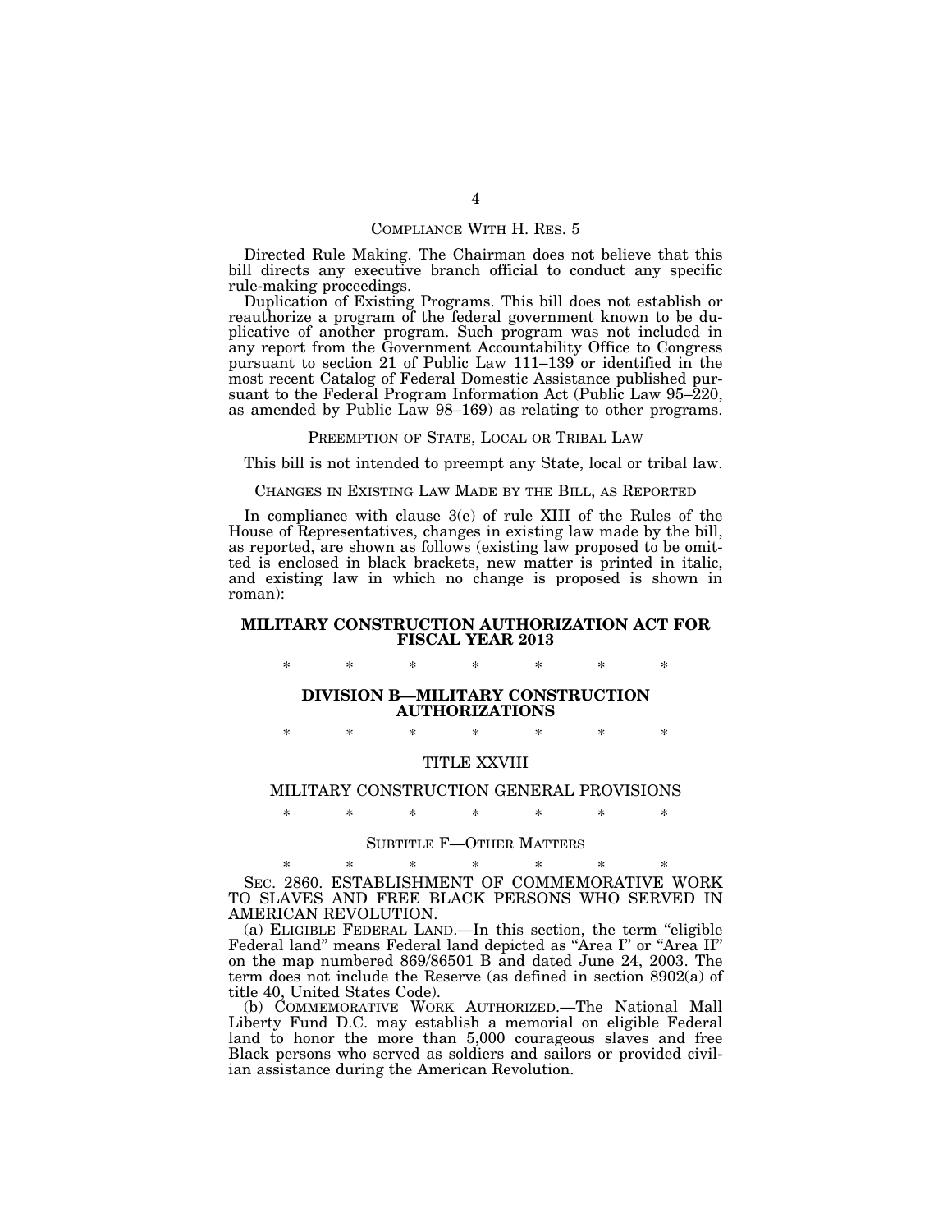## COMPLIANCE WITH H. RES. 5

Directed Rule Making. The Chairman does not believe that this bill directs any executive branch official to conduct any specific rule-making proceedings.

Duplication of Existing Programs. This bill does not establish or reauthorize a program of the federal government known to be duplicative of another program. Such program was not included in any report from the Government Accountability Office to Congress pursuant to section 21 of Public Law 111–139 or identified in the most recent Catalog of Federal Domestic Assistance published pursuant to the Federal Program Information Act (Public Law 95–220, as amended by Public Law 98–169) as relating to other programs.

## PREEMPTION OF STATE, LOCAL OR TRIBAL LAW

This bill is not intended to preempt any State, local or tribal law.

## CHANGES IN EXISTING LAW MADE BY THE BILL, AS REPORTED

In compliance with clause 3(e) of rule XIII of the Rules of the House of Representatives, changes in existing law made by the bill, as reported, are shown as follows (existing law proposed to be omitted is enclosed in black brackets, new matter is printed in italic, and existing law in which no change is proposed is shown in roman):

## MILITARY CONSTRUCTION AUTHORIZATION ACT FOR FISCAL YEAR 2013

\* \* \* \* \* \* \*

## DIVISION B—MILITARY CONSTRUCTION AUTHORIZATIONS

\* \* \* \* \* \* \*

### TITLE XXVIII

### MILITARY CONSTRUCTION GENERAL PROVISIONS

\* \* \* \* \* \* \*

#### SUBTITLE F—OTHER MATTERS

\* \* \* \* \* \* \*

SEC. 2860. ESTABLISHMENT OF COMMEMORATIVE WORK TO SLAVES AND FREE BLACK PERSONS WHO SERVED IN AMERICAN REVOLUTION.

(a) ELIGIBLE FEDERAL LAND.—In this section, the term "eligible Federal land" means Federal land depicted as "Area I" or "Area II" on the map numbered 869/86501 B and dated June 24, 2003. The term does not include the Reserve (as defined in section 8902(a) of title 40, United States Code).

(b) COMMEMORATIVE WORK AUTHORIZED.—The National Mall Liberty Fund D.C. may establish a memorial on eligible Federal land to honor the more than 5,000 courageous slaves and free Black persons who served as soldiers and sailors or provided civilian assistance during the American Revolution.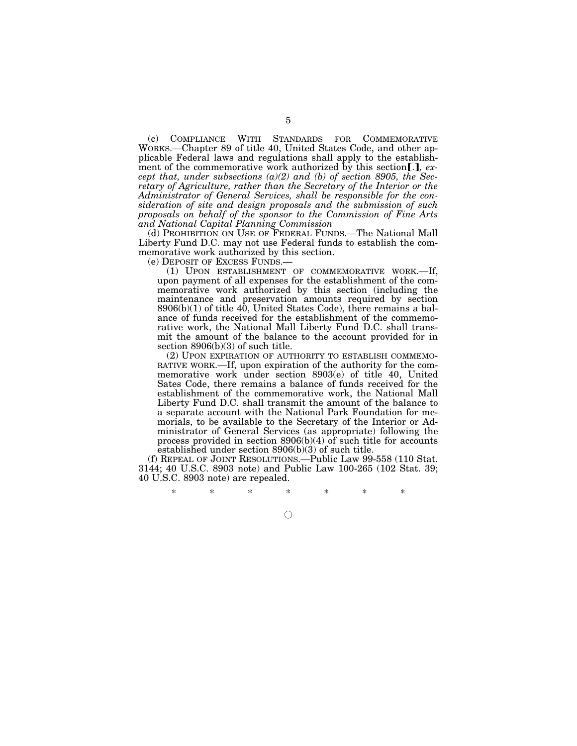(c) COMPLIANCE WITH STANDARDS FOR COMMEMORATIVE WORKS.—Chapter 89 of title 40, United States Code, and other applicable Federal laws and regulations shall apply to the establishment of the commemorative work authorized by this section[.], *except that, under subsections (a)(2) and (b) of section 8905, the Secretary of Agriculture, rather than the Secretary of the Interior or the Administrator of General Services, shall be responsible for the consideration of site and design proposals and the submission of such proposals on behalf of the sponsor to the Commission of Fine Arts and National Capital Planning Commission*

(d) PROHIBITION ON USE OF FEDERAL FUNDS.—The National Mall Liberty Fund D.C. may not use Federal funds to establish the commemorative work authorized by this section.

(e) DEPOSIT OF EXCESS FUNDS.—

(1) UPON ESTABLISHMENT OF COMMEMORATIVE WORK.—If, upon payment of all expenses for the establishment of the commemorative work authorized by this section (including the maintenance and preservation amounts required by section 8906(b)(1) of title 40, United States Code), there remains a balance of funds received for the establishment of the commemorative work, the National Mall Liberty Fund D.C. shall transmit the amount of the balance to the account provided for in section 8906(b)(3) of such title.

(2) UPON EXPIRATION OF AUTHORITY TO ESTABLISH COMMEMORATIVE WORK.—If, upon expiration of the authority for the commemorative work under section 8903(e) of title 40, United Sates Code, there remains a balance of funds received for the establishment of the commemorative work, the National Mall Liberty Fund D.C. shall transmit the amount of the balance to a separate account with the National Park Foundation for memorials, to be available to the Secretary of the Interior or Administrator of General Services (as appropriate) following the process provided in section 8906(b)(4) of such title for accounts established under section 8906(b)(3) of such title.

(f) REPEAL OF JOINT RESOLUTIONS.—Public Law 99-558 (110 Stat. 3144; 40 U.S.C. 8903 note) and Public Law 100-265 (102 Stat. 39; 40 U.S.C. 8903 note) are repealed.

\* \* \* \* \* \* \*